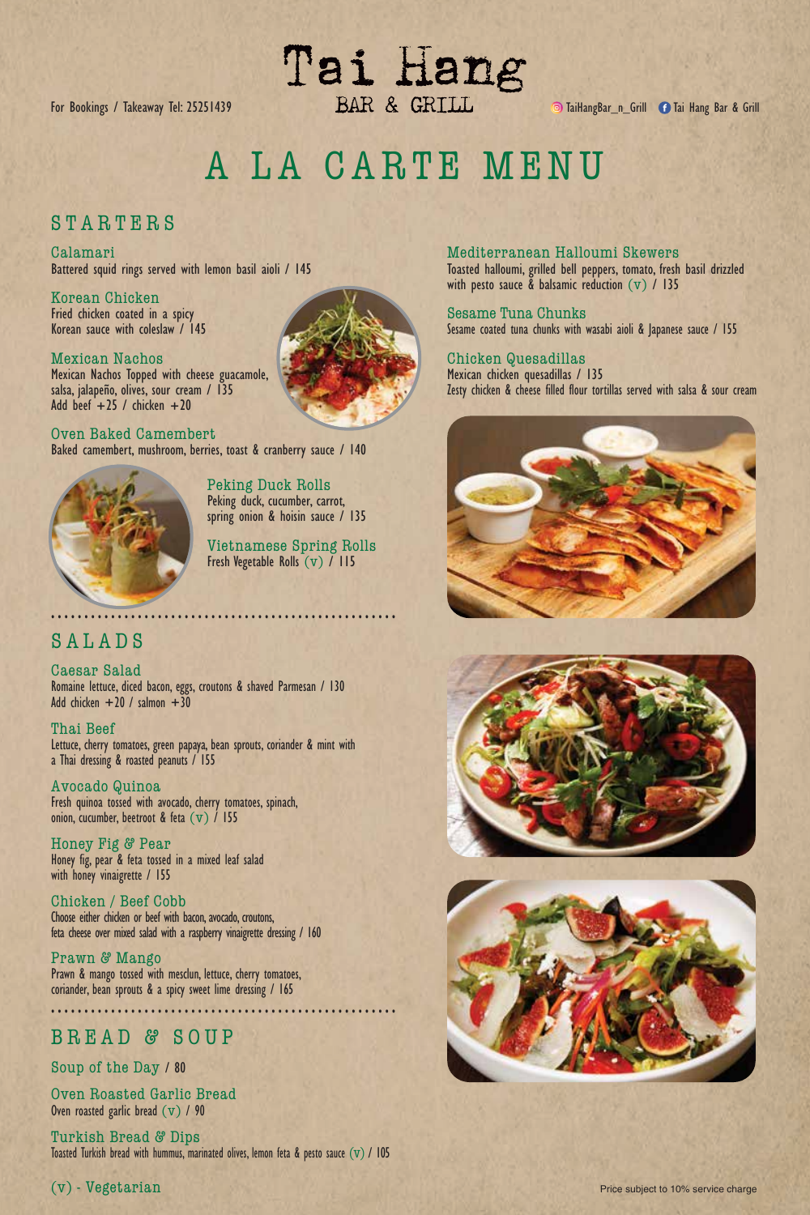# Tai Hang
## BAR & GRILL

For Bookings / Takeaway Tel: 25251439

TaiHangBar_n_Grill | Tai Hang Bar & Grill

# A LA CARTE MENU

## STARTERS

### Calamari
Battered squid rings served with lemon basil aioli / 145

### Korean Chicken
Fried chicken coated in a spicy Korean sauce with coleslaw / 145

### Mexican Nachos
Mexican Nachos Topped with cheese guacamole, salsa, jalapeño, olives, sour cream / 135
Add beef +25 / chicken +20

### Oven Baked Camembert
Baked camembert, mushroom, berries, toast & cranberry sauce / 140

### Peking Duck Rolls
Peking duck, cucumber, carrot, spring onion & hoisin sauce / 135

### Vietnamese Spring Rolls
Fresh Vegetable Rolls (v) / 115

### Mediterranean Halloumi Skewers
Toasted halloumi, grilled bell peppers, tomato, fresh basil drizzled with pesto sauce & balsamic reduction (v) / 135

### Sesame Tuna Chunks
Sesame coated tuna chunks with wasabi aioli & Japanese sauce / 155

### Chicken Quesadillas
Mexican chicken quesadillas / 135
Zesty chicken & cheese filled flour tortillas served with salsa & sour cream

## SALADS

### Caesar Salad
Romaine lettuce, diced bacon, eggs, croutons & shaved Parmesan / 130
Add chicken +20 / salmon +30

### Thai Beef
Lettuce, cherry tomatoes, green papaya, bean sprouts, coriander & mint with a Thai dressing & roasted peanuts / 155

### Avocado Quinoa
Fresh quinoa tossed with avocado, cherry tomatoes, spinach, onion, cucumber, beetroot & feta (v) / 155

### Honey Fig & Pear
Honey fig, pear & feta tossed in a mixed leaf salad with honey vinaigrette / 155

### Chicken / Beef Cobb
Choose either chicken or beef with bacon, avocado, croutons, feta cheese over mixed salad with a raspberry vinaigrette dressing / 160

### Prawn & Mango
Prawn & mango tossed with mesclun, lettuce, cherry tomatoes, coriander, bean sprouts & a spicy sweet lime dressing / 165

## BREAD & SOUP

### Soup of the Day / 80

### Oven Roasted Garlic Bread
Oven roasted garlic bread (v) / 90

### Turkish Bread & Dips
Toasted Turkish bread with hummus, marinated olives, lemon feta & pesto sauce (v) / 105

(v) - Vegetarian

Price subject to 10% service charge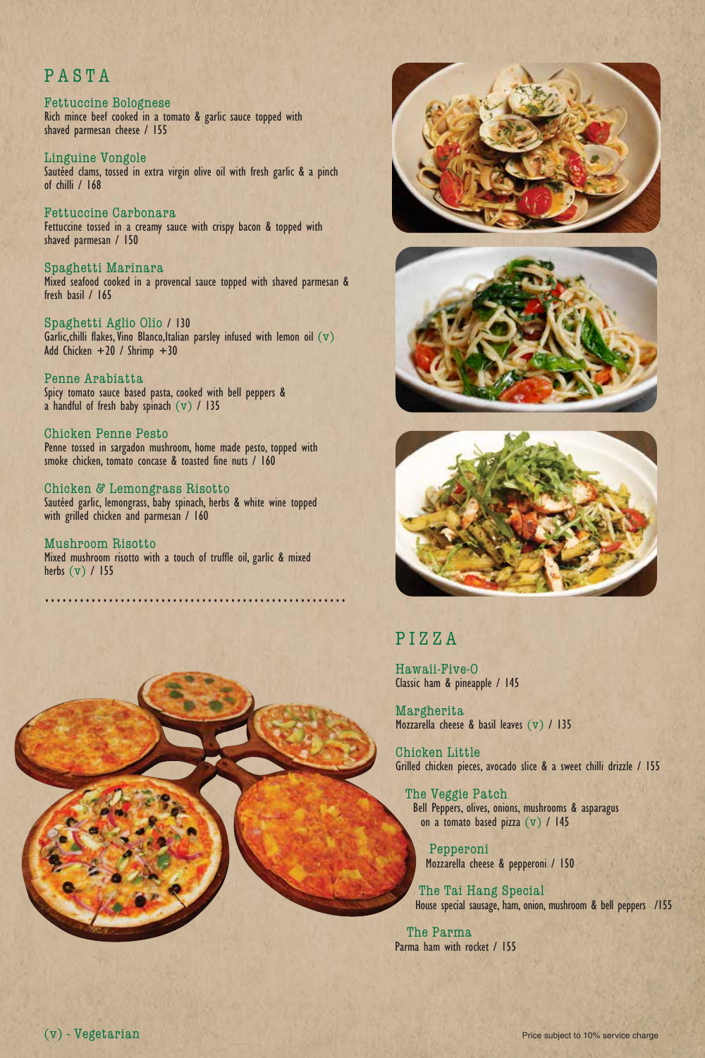## PASTA

### Fettuccine Bolognese
Rich mince beef cooked in a tomato & garlic sauce topped with shaved parmesan cheese / 155

### Linguine Vongole
Sautéed clams, tossed in extra virgin olive oil with fresh garlic & a pinch of chilli / 168

### Fettuccine Carbonara
Fettuccine tossed in a creamy sauce with crispy bacon & topped with shaved parmesan / 150

### Spaghetti Marinara
Mixed seafood cooked in a provencal sauce topped with shaved parmesan & fresh basil / 165

### Spaghetti Aglio Olio / 130
Garlic,chilli flakes, Vino Blanco,Italian parsley infused with lemon oil (v)
Add Chicken +20 / Shrimp +30

### Penne Arabiatta
Spicy tomato sauce based pasta, cooked with bell peppers & a handful of fresh baby spinach (v) / 135

### Chicken Penne Pesto
Penne tossed in sargadon mushroom, home made pesto, topped with smoke chicken, tomato concase & toasted fine nuts / 160

### Chicken & Lemongrass Risotto
Sautéed garlic, lemongrass, baby spinach, herbs & white wine topped with grilled chicken and parmesan / 160

### Mushroom Risotto
Mixed mushroom risotto with a touch of truffle oil, garlic & mixed herbs (v) / 155

## PIZZA

### Hawaii-Five-O
Classic ham & pineapple / 145

### Margherita
Mozzarella cheese & basil leaves (v) / 135

### Chicken Little
Grilled chicken pieces, avocado slice & a sweet chilli drizzle / 155

### The Veggie Patch
Bell Peppers, olives, onions, mushrooms & asparagus on a tomato based pizza (v) / 145

### Pepperoni
Mozzarella cheese & pepperoni / 150

### The Tai Hang Special
House special sausage, ham, onion, mushroom & bell peppers /155

### The Parma
Parma ham with rocket / 155

(v) - Vegetarian

Price subject to 10% service charge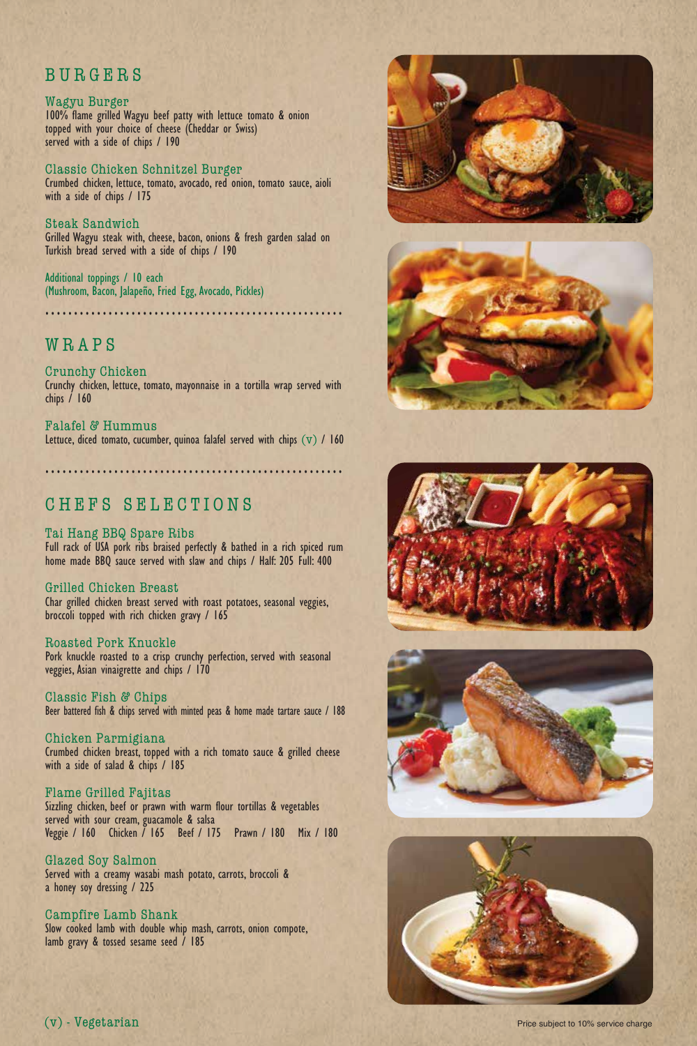## BURGERS

### Wagyu Burger
100% flame grilled Wagyu beef patty with lettuce tomato & onion topped with your choice of cheese (Cheddar or Swiss) served with a side of chips / 190

### Classic Chicken Schnitzel Burger
Crumbed chicken, lettuce, tomato, avocado, red onion, tomato sauce, aioli with a side of chips / 175

### Steak Sandwich
Grilled Wagyu steak with, cheese, bacon, onions & fresh garden salad on Turkish bread served with a side of chips / 190

Additional toppings / 10 each
(Mushroom, Bacon, Jalapeño, Fried Egg, Avocado, Pickles)

## WRAPS

### Crunchy Chicken
Crunchy chicken, lettuce, tomato, mayonnaise in a tortilla wrap served with chips / 160

### Falafel & Hummus
Lettuce, diced tomato, cucumber, quinoa falafel served with chips (v) / 160

## CHEFS SELECTIONS

### Tai Hang BBQ Spare Ribs
Full rack of USA pork ribs braised perfectly & bathed in a rich spiced rum home made BBQ sauce served with slaw and chips / Half: 205 Full: 400

### Grilled Chicken Breast
Char grilled chicken breast served with roast potatoes, seasonal veggies, broccoli topped with rich chicken gravy / 165

### Roasted Pork Knuckle
Pork knuckle roasted to a crisp crunchy perfection, served with seasonal veggies, Asian vinaigrette and chips / 170

### Classic Fish & Chips
Beer battered fish & chips served with minted peas & home made tartare sauce / 188

### Chicken Parmigiana
Crumbed chicken breast, topped with a rich tomato sauce & grilled cheese with a side of salad & chips / 185

### Flame Grilled Fajitas
Sizzling chicken, beef or prawn with warm flour tortillas & vegetables served with sour cream, guacamole & salsa
Veggie / 160 Chicken / 165 Beef / 175 Prawn / 180 Mix / 180

### Glazed Soy Salmon
Served with a creamy wasabi mash potato, carrots, broccoli & a honey soy dressing / 225

### Campfire Lamb Shank
Slow cooked lamb with double whip mash, carrots, onion compote, lamb gravy & tossed sesame seed / 185

(v) - Vegetarian

Price subject to 10% service charge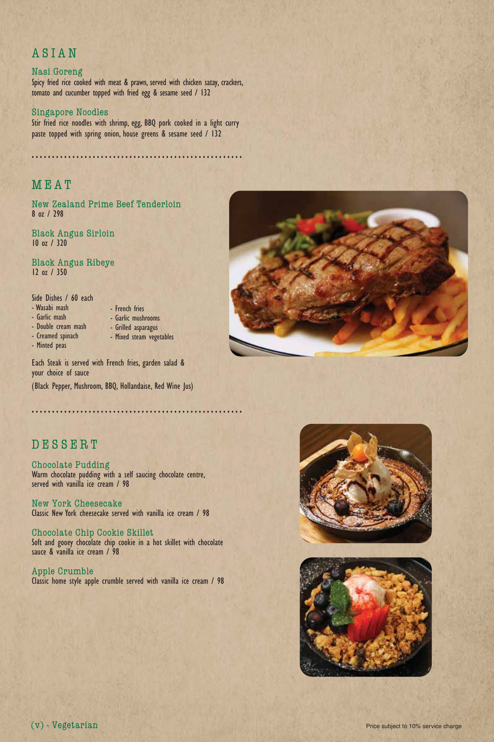## ASIAN

### Nasi Goreng
Spicy fried rice cooked with meat & prawn, served with chicken satay, crackers, tomato and cucumber topped with fried egg & sesame seed / 132

### Singapore Noodles
Stir fried rice noodles with shrimp, egg, BBQ pork cooked in a light curry paste topped with spring onion, house greens & sesame seed / 132

## MEAT

### New Zealand Prime Beef Tenderloin
8 oz / 298

### Black Angus Sirloin
10 oz / 320

### Black Angus Ribeye
12 oz / 350

Side Dishes / 60 each
- Wasabi mash
- Garlic mash
- Double cream mash
- Creamed spinach
- Minted peas
- French fries
- Garlic mushrooms
- Grilled asparagus
- Mixed steam vegetables

Each Steak is served with French fries, garden salad & your choice of sauce

(Black Pepper, Mushroom, BBQ, Hollandaise, Red Wine Jus)

## DESSERT

### Chocolate Pudding
Warm chocolate pudding with a self saucing chocolate centre, served with vanilla ice cream / 98

### New York Cheesecake
Classic New York cheesecake served with vanilla ice cream / 98

### Chocolate Chip Cookie Skillet
Soft and gooey chocolate chip cookie in a hot skillet with chocolate sauce & vanilla ice cream / 98

### Apple Crumble
Classic home style apple crumble served with vanilla ice cream / 98

(v) - Vegetarian

Price subject to 10% service charge